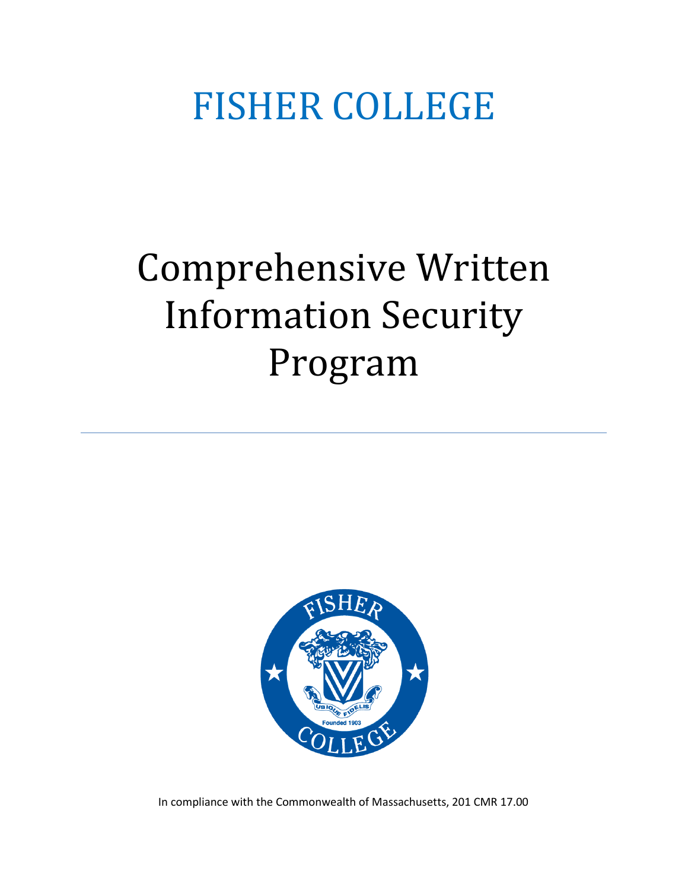# FISHER COLLEGE

# Comprehensive Written Information Security Program

---

In compliance with the Commonwealth of Massachusetts, 201 CMR 17.00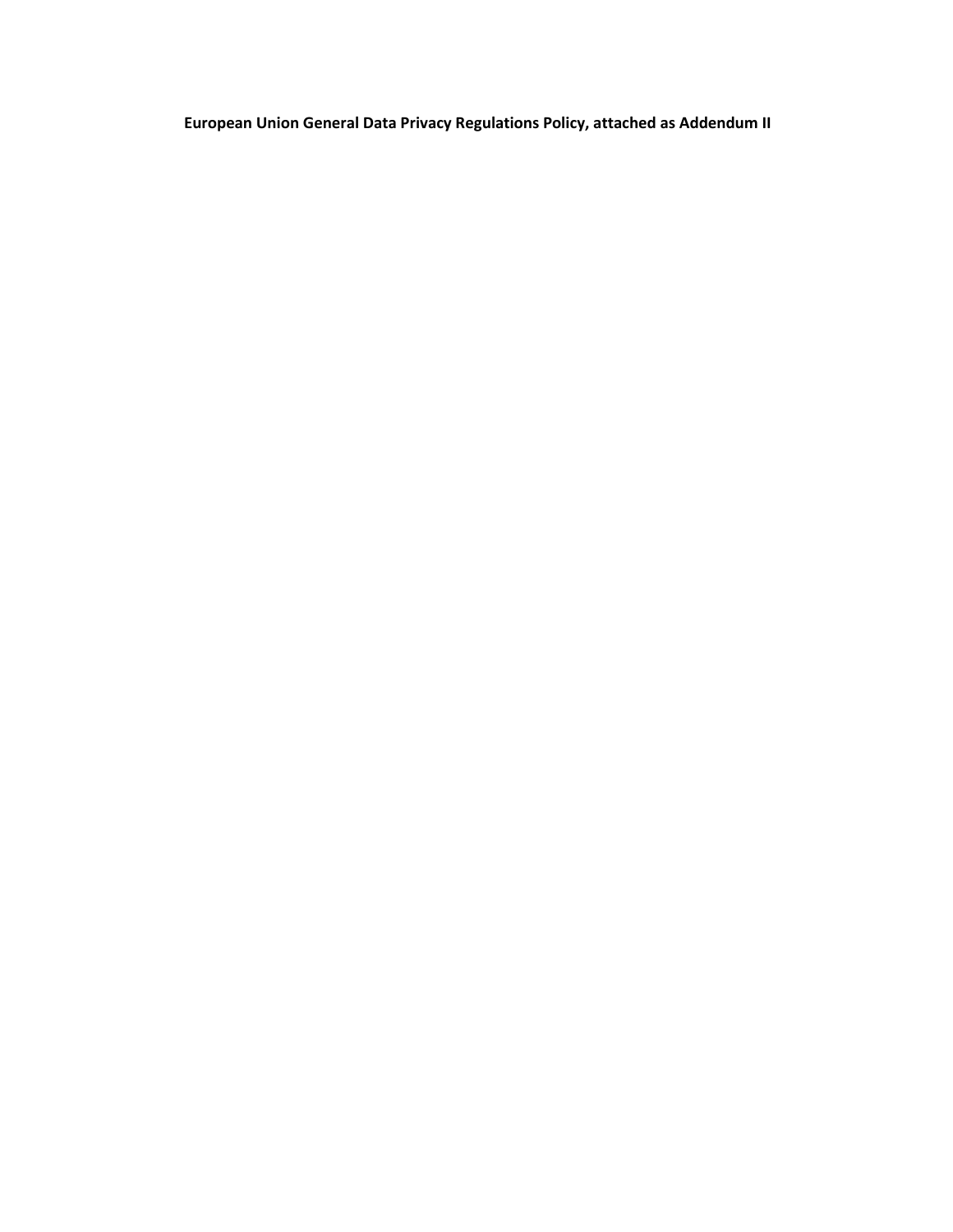**European Union General Data Privacy Regulations Policy, attached as Addendum II**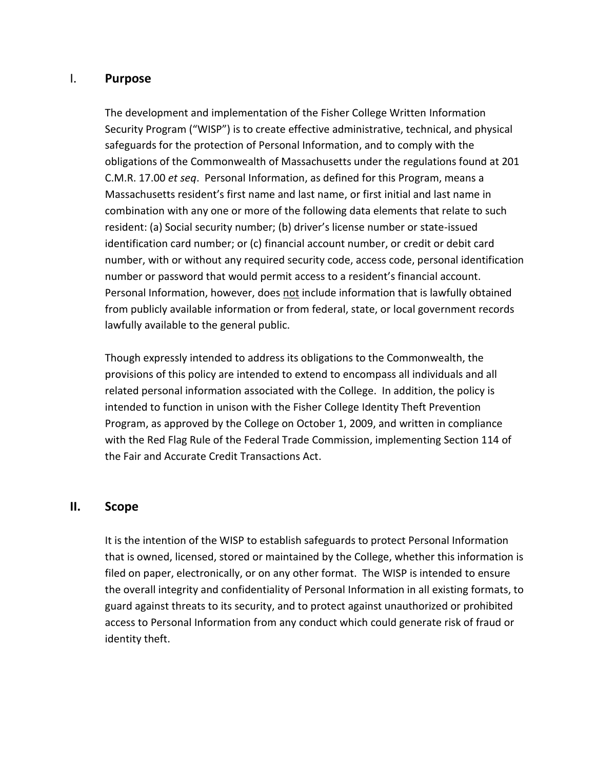## I. Purpose

The development and implementation of the Fisher College Written Information Security Program ("WISP") is to create effective administrative, technical, and physical safeguards for the protection of Personal Information, and to comply with the obligations of the Commonwealth of Massachusetts under the regulations found at 201 C.M.R. 17.00 *et seq*. Personal Information, as defined for this Program, means a Massachusetts resident's first name and last name, or first initial and last name in combination with any one or more of the following data elements that relate to such resident: (a) Social security number; (b) driver's license number or state-issued identification card number; or (c) financial account number, or credit or debit card number, with or without any required security code, access code, personal identification number or password that would permit access to a resident's financial account. Personal Information, however, does not include information that is lawfully obtained from publicly available information or from federal, state, or local government records lawfully available to the general public.

Though expressly intended to address its obligations to the Commonwealth, the provisions of this policy are intended to extend to encompass all individuals and all related personal information associated with the College. In addition, the policy is intended to function in unison with the Fisher College Identity Theft Prevention Program, as approved by the College on October 1, 2009, and written in compliance with the Red Flag Rule of the Federal Trade Commission, implementing Section 114 of the Fair and Accurate Credit Transactions Act.

## II. Scope

It is the intention of the WISP to establish safeguards to protect Personal Information that is owned, licensed, stored or maintained by the College, whether this information is filed on paper, electronically, or on any other format. The WISP is intended to ensure the overall integrity and confidentiality of Personal Information in all existing formats, to guard against threats to its security, and to protect against unauthorized or prohibited access to Personal Information from any conduct which could generate risk of fraud or identity theft.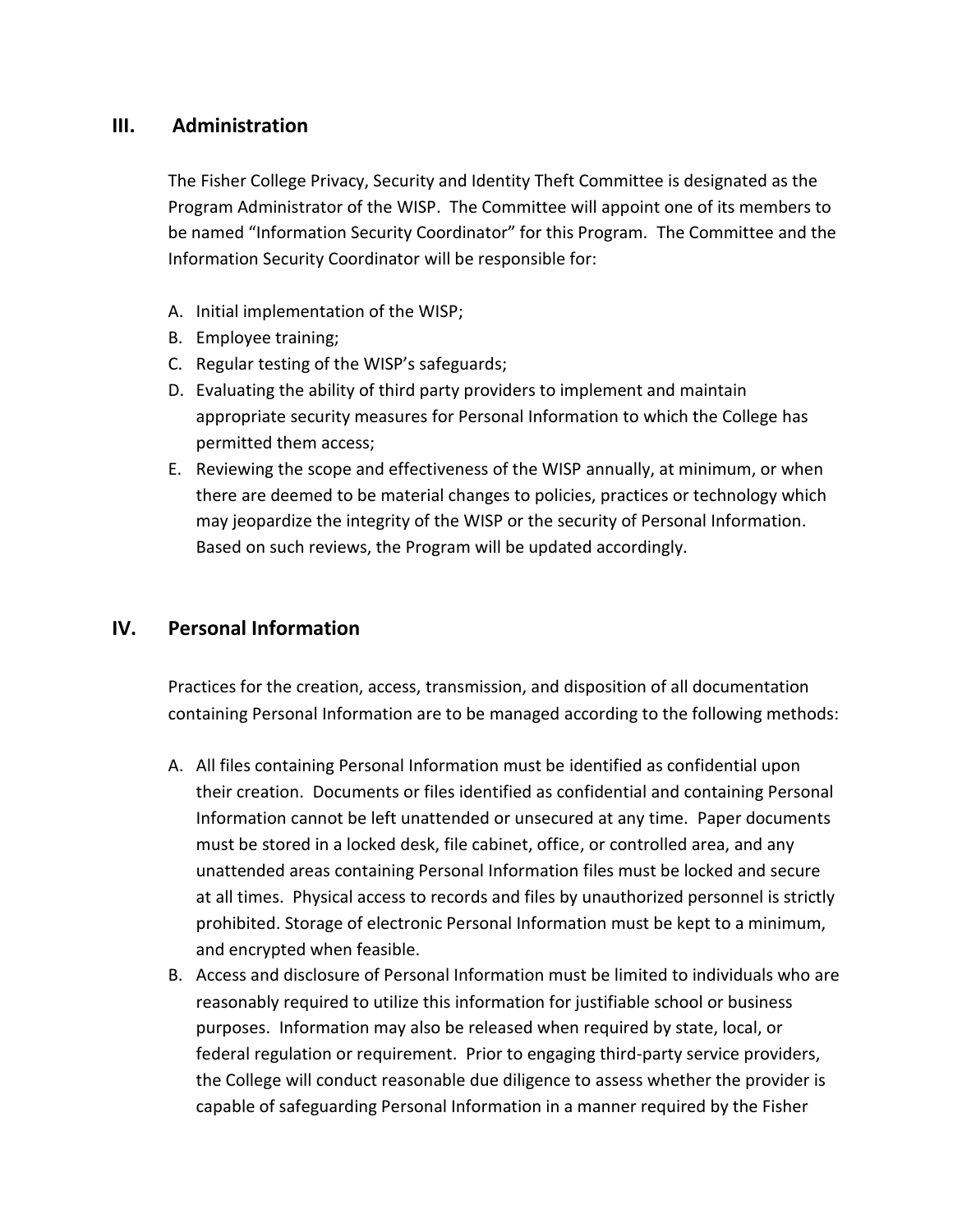## III. Administration

The Fisher College Privacy, Security and Identity Theft Committee is designated as the Program Administrator of the WISP. The Committee will appoint one of its members to be named "Information Security Coordinator" for this Program. The Committee and the Information Security Coordinator will be responsible for:

A. Initial implementation of the WISP;
B. Employee training;
C. Regular testing of the WISP's safeguards;
D. Evaluating the ability of third party providers to implement and maintain appropriate security measures for Personal Information to which the College has permitted them access;
E. Reviewing the scope and effectiveness of the WISP annually, at minimum, or when there are deemed to be material changes to policies, practices or technology which may jeopardize the integrity of the WISP or the security of Personal Information. Based on such reviews, the Program will be updated accordingly.

## IV. Personal Information

Practices for the creation, access, transmission, and disposition of all documentation containing Personal Information are to be managed according to the following methods:

A. All files containing Personal Information must be identified as confidential upon their creation. Documents or files identified as confidential and containing Personal Information cannot be left unattended or unsecured at any time. Paper documents must be stored in a locked desk, file cabinet, office, or controlled area, and any unattended areas containing Personal Information files must be locked and secure at all times. Physical access to records and files by unauthorized personnel is strictly prohibited. Storage of electronic Personal Information must be kept to a minimum, and encrypted when feasible.
B. Access and disclosure of Personal Information must be limited to individuals who are reasonably required to utilize this information for justifiable school or business purposes. Information may also be released when required by state, local, or federal regulation or requirement. Prior to engaging third-party service providers, the College will conduct reasonable due diligence to assess whether the provider is capable of safeguarding Personal Information in a manner required by the Fisher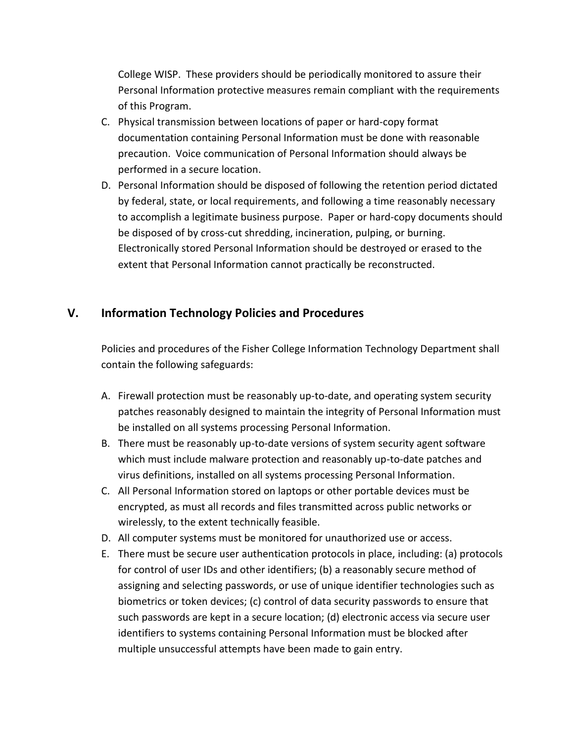College WISP. These providers should be periodically monitored to assure their Personal Information protective measures remain compliant with the requirements of this Program.

C. Physical transmission between locations of paper or hard-copy format documentation containing Personal Information must be done with reasonable precaution. Voice communication of Personal Information should always be performed in a secure location.
D. Personal Information should be disposed of following the retention period dictated by federal, state, or local requirements, and following a time reasonably necessary to accomplish a legitimate business purpose. Paper or hard-copy documents should be disposed of by cross-cut shredding, incineration, pulping, or burning. Electronically stored Personal Information should be destroyed or erased to the extent that Personal Information cannot practically be reconstructed.

## V. Information Technology Policies and Procedures

Policies and procedures of the Fisher College Information Technology Department shall contain the following safeguards:

A. Firewall protection must be reasonably up-to-date, and operating system security patches reasonably designed to maintain the integrity of Personal Information must be installed on all systems processing Personal Information.
B. There must be reasonably up-to-date versions of system security agent software which must include malware protection and reasonably up-to-date patches and virus definitions, installed on all systems processing Personal Information.
C. All Personal Information stored on laptops or other portable devices must be encrypted, as must all records and files transmitted across public networks or wirelessly, to the extent technically feasible.
D. All computer systems must be monitored for unauthorized use or access.
E. There must be secure user authentication protocols in place, including: (a) protocols for control of user IDs and other identifiers; (b) a reasonably secure method of assigning and selecting passwords, or use of unique identifier technologies such as biometrics or token devices; (c) control of data security passwords to ensure that such passwords are kept in a secure location; (d) electronic access via secure user identifiers to systems containing Personal Information must be blocked after multiple unsuccessful attempts have been made to gain entry.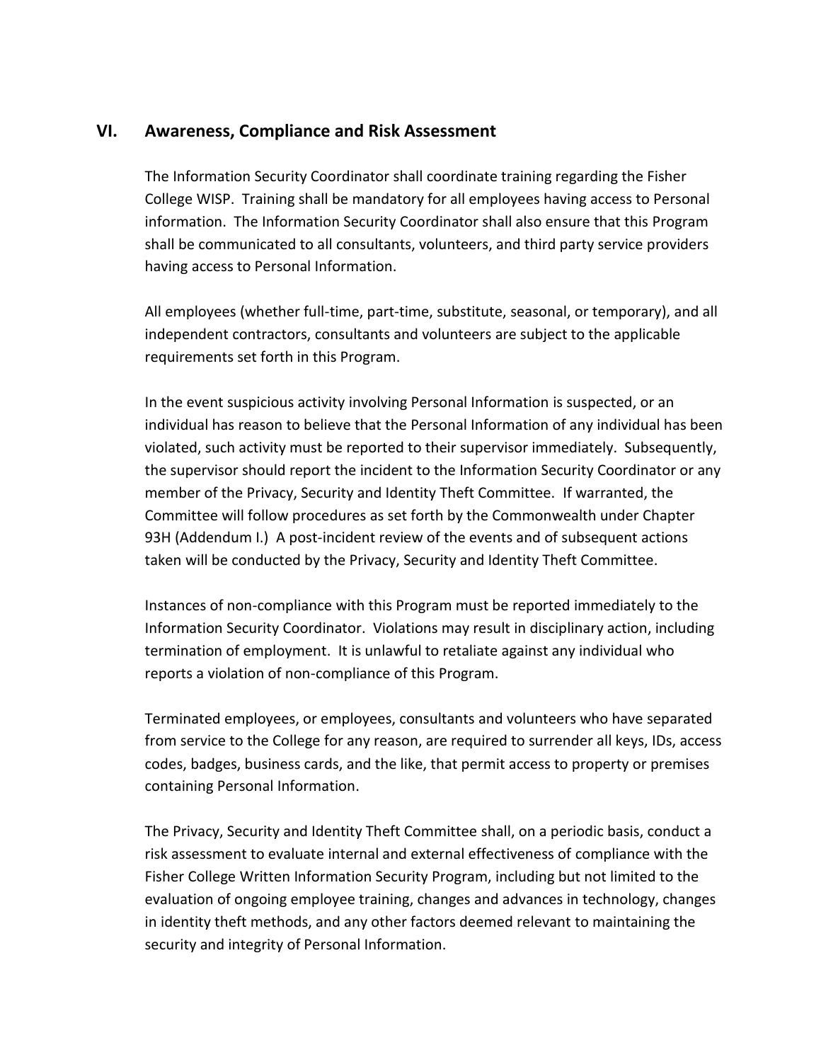## VI. Awareness, Compliance and Risk Assessment

The Information Security Coordinator shall coordinate training regarding the Fisher College WISP. Training shall be mandatory for all employees having access to Personal information. The Information Security Coordinator shall also ensure that this Program shall be communicated to all consultants, volunteers, and third party service providers having access to Personal Information.

All employees (whether full-time, part-time, substitute, seasonal, or temporary), and all independent contractors, consultants and volunteers are subject to the applicable requirements set forth in this Program.

In the event suspicious activity involving Personal Information is suspected, or an individual has reason to believe that the Personal Information of any individual has been violated, such activity must be reported to their supervisor immediately. Subsequently, the supervisor should report the incident to the Information Security Coordinator or any member of the Privacy, Security and Identity Theft Committee. If warranted, the Committee will follow procedures as set forth by the Commonwealth under Chapter 93H (Addendum I.) A post-incident review of the events and of subsequent actions taken will be conducted by the Privacy, Security and Identity Theft Committee.

Instances of non-compliance with this Program must be reported immediately to the Information Security Coordinator. Violations may result in disciplinary action, including termination of employment. It is unlawful to retaliate against any individual who reports a violation of non-compliance of this Program.

Terminated employees, or employees, consultants and volunteers who have separated from service to the College for any reason, are required to surrender all keys, IDs, access codes, badges, business cards, and the like, that permit access to property or premises containing Personal Information.

The Privacy, Security and Identity Theft Committee shall, on a periodic basis, conduct a risk assessment to evaluate internal and external effectiveness of compliance with the Fisher College Written Information Security Program, including but not limited to the evaluation of ongoing employee training, changes and advances in technology, changes in identity theft methods, and any other factors deemed relevant to maintaining the security and integrity of Personal Information.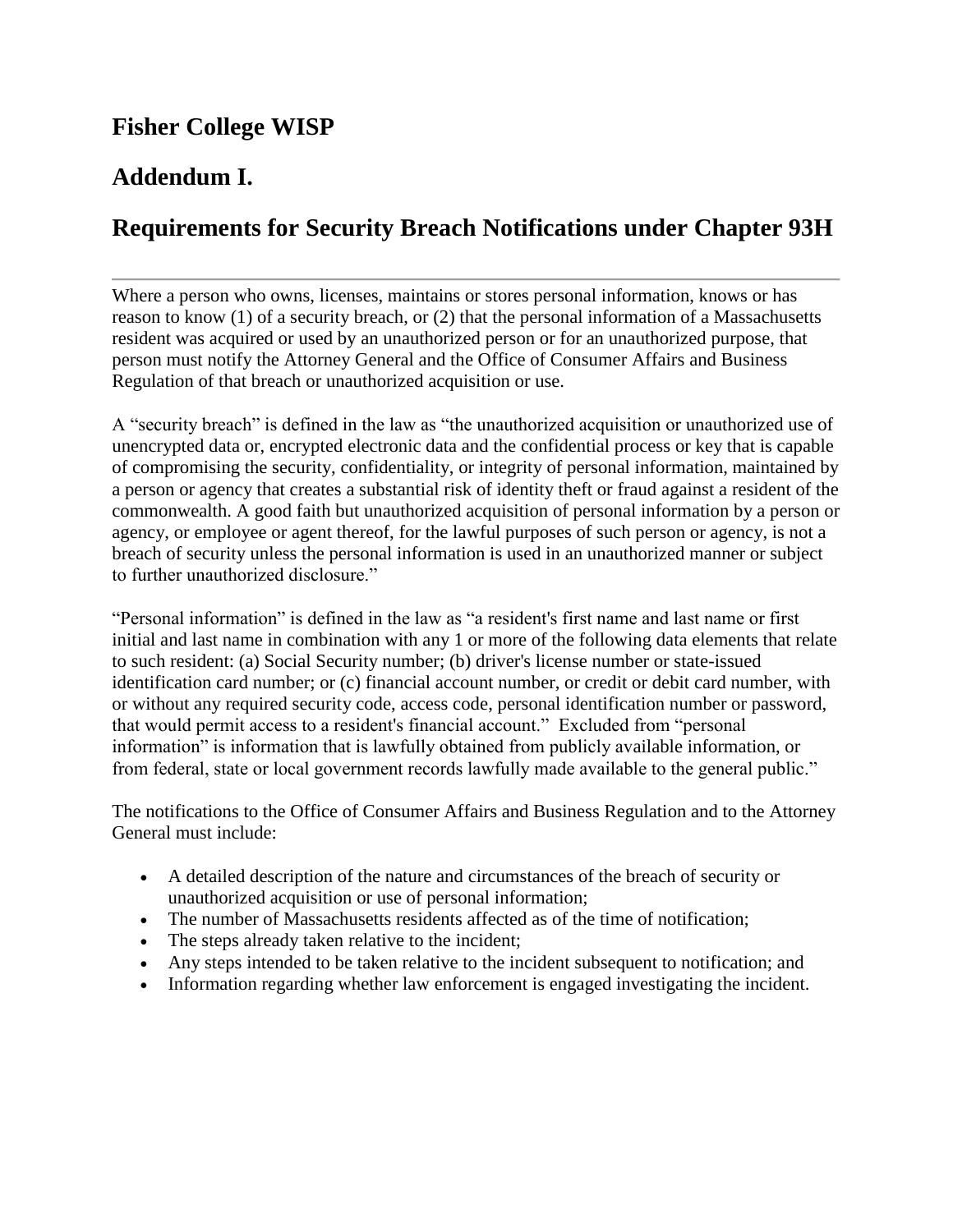## Fisher College WISP

## Addendum I.

## Requirements for Security Breach Notifications under Chapter 93H

---

Where a person who owns, licenses, maintains or stores personal information, knows or has reason to know (1) of a security breach, or (2) that the personal information of a Massachusetts resident was acquired or used by an unauthorized person or for an unauthorized purpose, that person must notify the Attorney General and the Office of Consumer Affairs and Business Regulation of that breach or unauthorized acquisition or use.

A "security breach" is defined in the law as "the unauthorized acquisition or unauthorized use of unencrypted data or, encrypted electronic data and the confidential process or key that is capable of compromising the security, confidentiality, or integrity of personal information, maintained by a person or agency that creates a substantial risk of identity theft or fraud against a resident of the commonwealth. A good faith but unauthorized acquisition of personal information by a person or agency, or employee or agent thereof, for the lawful purposes of such person or agency, is not a breach of security unless the personal information is used in an unauthorized manner or subject to further unauthorized disclosure."

"Personal information" is defined in the law as "a resident's first name and last name or first initial and last name in combination with any 1 or more of the following data elements that relate to such resident: (a) Social Security number; (b) driver's license number or state-issued identification card number; or (c) financial account number, or credit or debit card number, with or without any required security code, access code, personal identification number or password, that would permit access to a resident's financial account." Excluded from "personal information" is information that is lawfully obtained from publicly available information, or from federal, state or local government records lawfully made available to the general public."

The notifications to the Office of Consumer Affairs and Business Regulation and to the Attorney General must include:

- A detailed description of the nature and circumstances of the breach of security or unauthorized acquisition or use of personal information;
- The number of Massachusetts residents affected as of the time of notification;
- The steps already taken relative to the incident;
- Any steps intended to be taken relative to the incident subsequent to notification; and
- Information regarding whether law enforcement is engaged investigating the incident.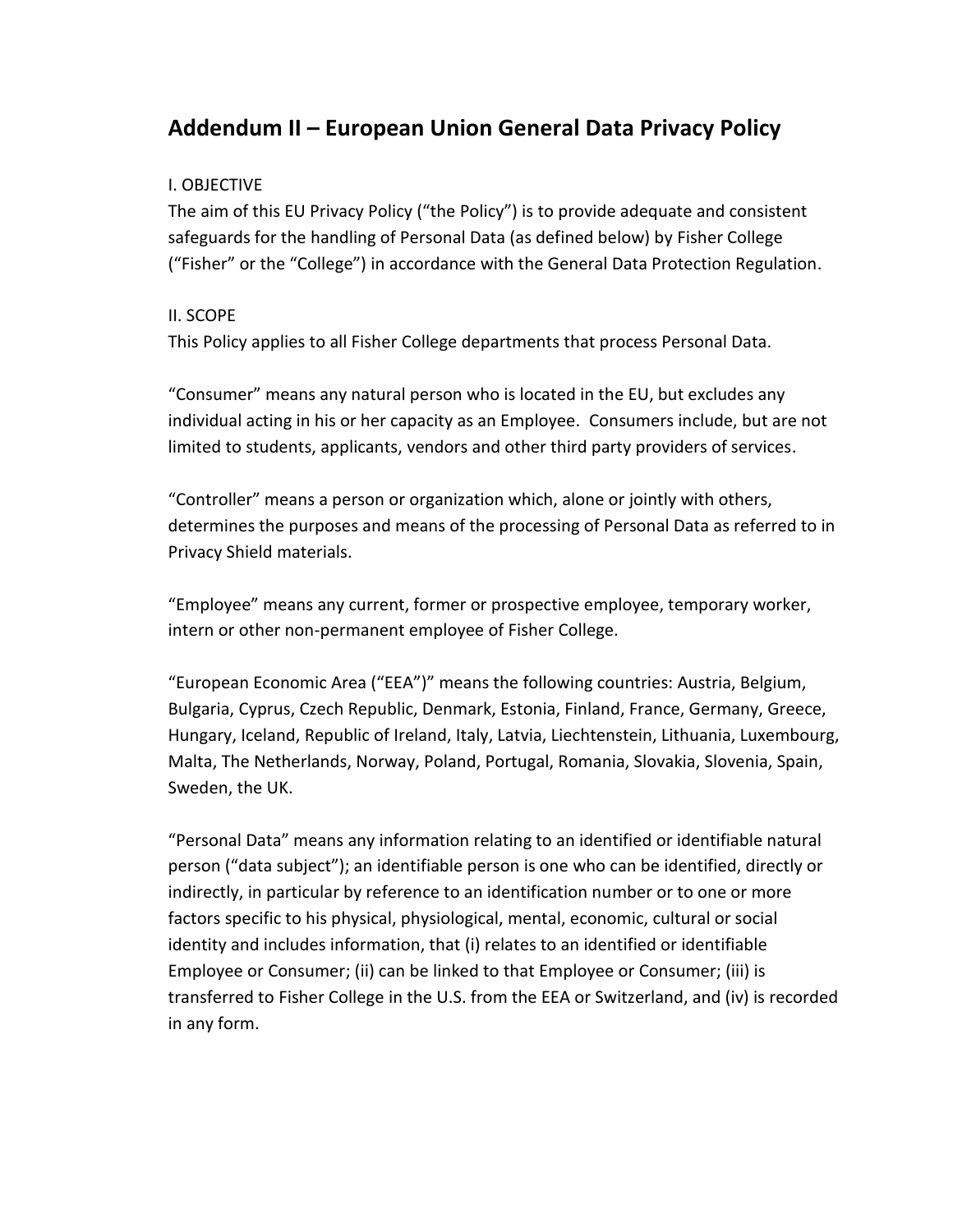## Addendum II – European Union General Data Privacy Policy

I. OBJECTIVE

The aim of this EU Privacy Policy ("the Policy") is to provide adequate and consistent safeguards for the handling of Personal Data (as defined below) by Fisher College ("Fisher" or the "College") in accordance with the General Data Protection Regulation.

II. SCOPE

This Policy applies to all Fisher College departments that process Personal Data.

"Consumer" means any natural person who is located in the EU, but excludes any individual acting in his or her capacity as an Employee. Consumers include, but are not limited to students, applicants, vendors and other third party providers of services.

"Controller" means a person or organization which, alone or jointly with others, determines the purposes and means of the processing of Personal Data as referred to in Privacy Shield materials.

"Employee" means any current, former or prospective employee, temporary worker, intern or other non-permanent employee of Fisher College.

"European Economic Area ("EEA")" means the following countries: Austria, Belgium, Bulgaria, Cyprus, Czech Republic, Denmark, Estonia, Finland, France, Germany, Greece, Hungary, Iceland, Republic of Ireland, Italy, Latvia, Liechtenstein, Lithuania, Luxembourg, Malta, The Netherlands, Norway, Poland, Portugal, Romania, Slovakia, Slovenia, Spain, Sweden, the UK.

"Personal Data" means any information relating to an identified or identifiable natural person ("data subject"); an identifiable person is one who can be identified, directly or indirectly, in particular by reference to an identification number or to one or more factors specific to his physical, physiological, mental, economic, cultural or social identity and includes information, that (i) relates to an identified or identifiable Employee or Consumer; (ii) can be linked to that Employee or Consumer; (iii) is transferred to Fisher College in the U.S. from the EEA or Switzerland, and (iv) is recorded in any form.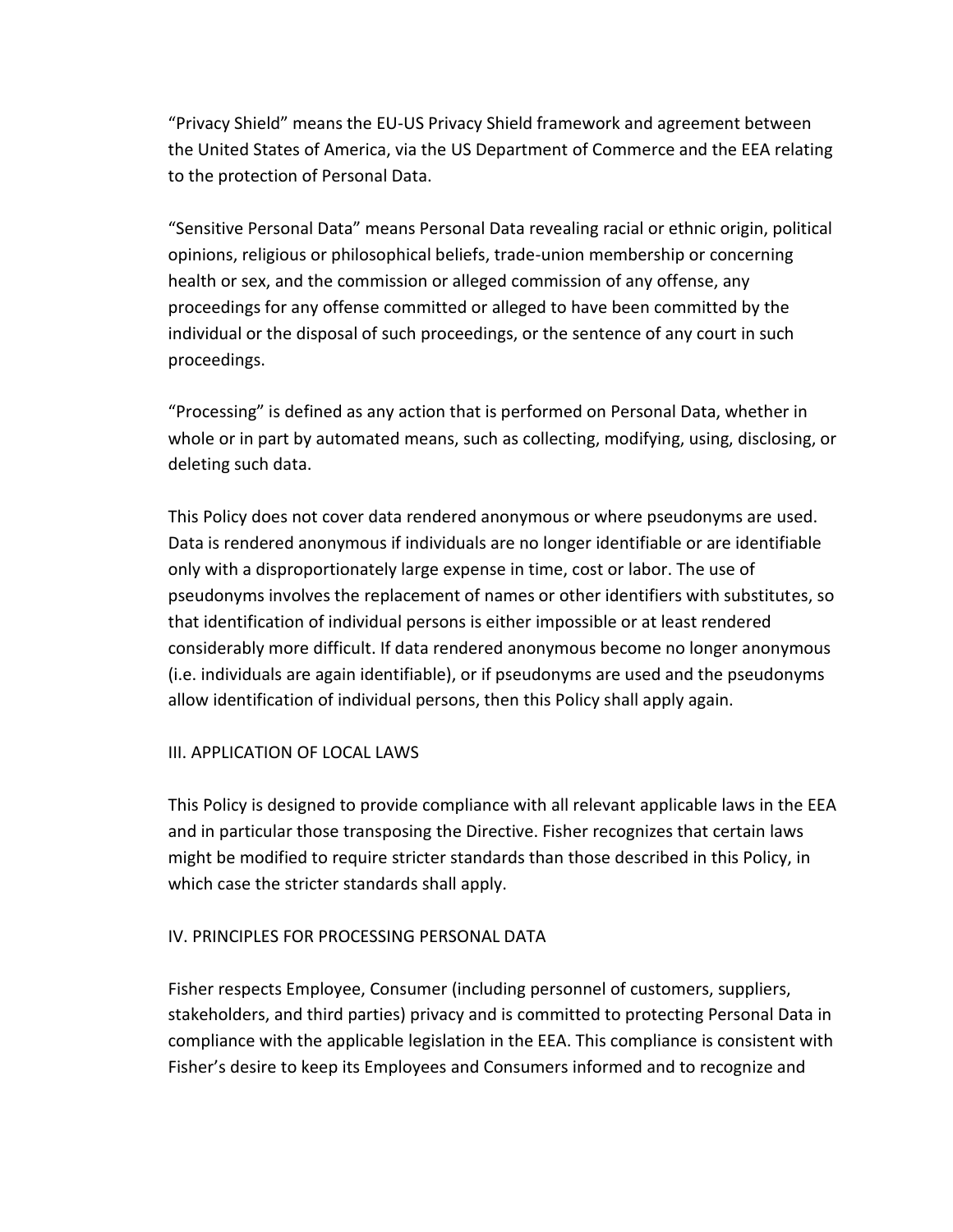"Privacy Shield" means the EU-US Privacy Shield framework and agreement between the United States of America, via the US Department of Commerce and the EEA relating to the protection of Personal Data.

"Sensitive Personal Data" means Personal Data revealing racial or ethnic origin, political opinions, religious or philosophical beliefs, trade-union membership or concerning health or sex, and the commission or alleged commission of any offense, any proceedings for any offense committed or alleged to have been committed by the individual or the disposal of such proceedings, or the sentence of any court in such proceedings.

"Processing" is defined as any action that is performed on Personal Data, whether in whole or in part by automated means, such as collecting, modifying, using, disclosing, or deleting such data.

This Policy does not cover data rendered anonymous or where pseudonyms are used. Data is rendered anonymous if individuals are no longer identifiable or are identifiable only with a disproportionately large expense in time, cost or labor. The use of pseudonyms involves the replacement of names or other identifiers with substitutes, so that identification of individual persons is either impossible or at least rendered considerably more difficult. If data rendered anonymous become no longer anonymous (i.e. individuals are again identifiable), or if pseudonyms are used and the pseudonyms allow identification of individual persons, then this Policy shall apply again.

## III. APPLICATION OF LOCAL LAWS

This Policy is designed to provide compliance with all relevant applicable laws in the EEA and in particular those transposing the Directive. Fisher recognizes that certain laws might be modified to require stricter standards than those described in this Policy, in which case the stricter standards shall apply.

## IV. PRINCIPLES FOR PROCESSING PERSONAL DATA

Fisher respects Employee, Consumer (including personnel of customers, suppliers, stakeholders, and third parties) privacy and is committed to protecting Personal Data in compliance with the applicable legislation in the EEA. This compliance is consistent with Fisher's desire to keep its Employees and Consumers informed and to recognize and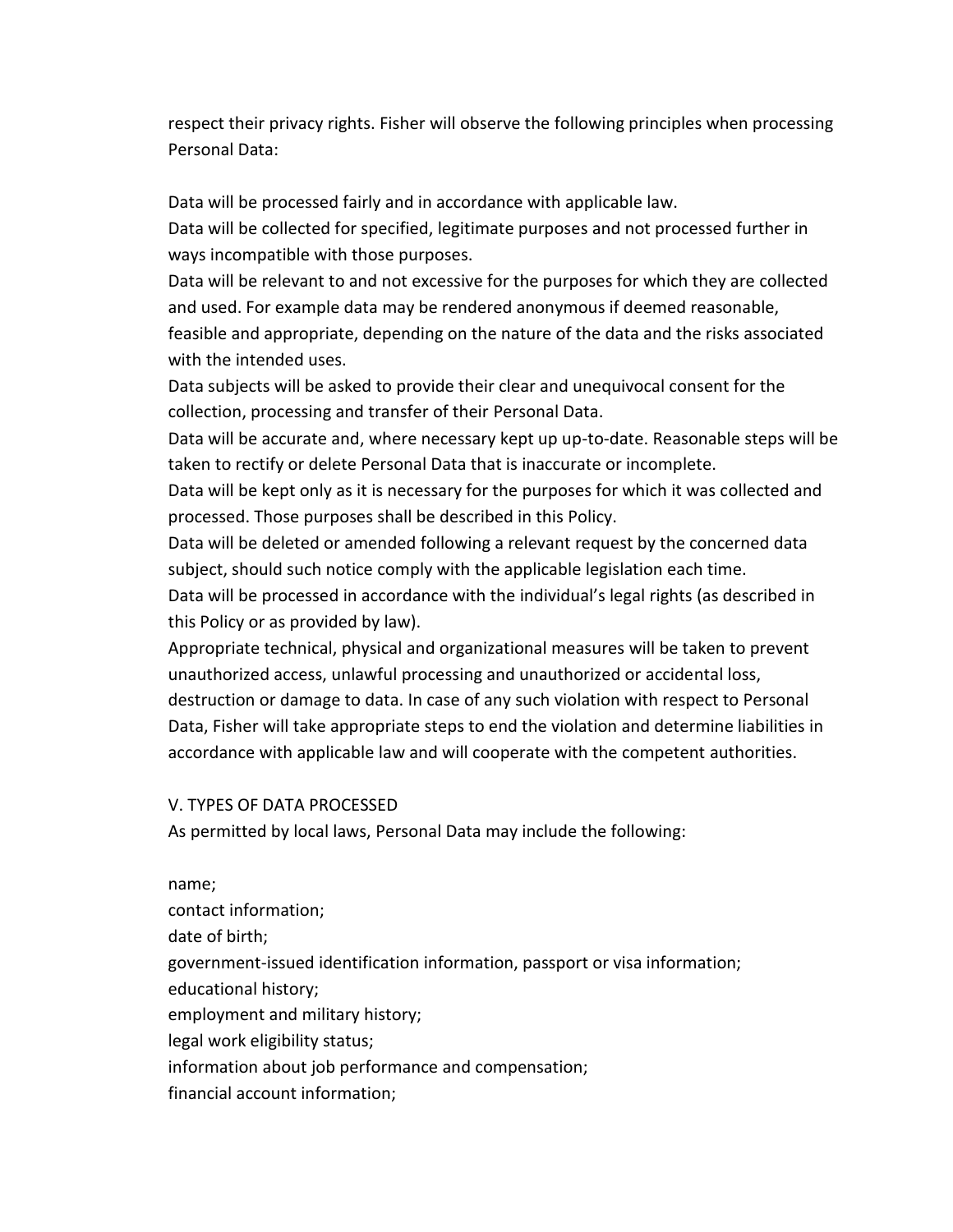respect their privacy rights. Fisher will observe the following principles when processing Personal Data:

Data will be processed fairly and in accordance with applicable law.
Data will be collected for specified, legitimate purposes and not processed further in ways incompatible with those purposes.
Data will be relevant to and not excessive for the purposes for which they are collected and used. For example data may be rendered anonymous if deemed reasonable, feasible and appropriate, depending on the nature of the data and the risks associated with the intended uses.
Data subjects will be asked to provide their clear and unequivocal consent for the collection, processing and transfer of their Personal Data.
Data will be accurate and, where necessary kept up up-to-date. Reasonable steps will be taken to rectify or delete Personal Data that is inaccurate or incomplete.
Data will be kept only as it is necessary for the purposes for which it was collected and processed. Those purposes shall be described in this Policy.
Data will be deleted or amended following a relevant request by the concerned data subject, should such notice comply with the applicable legislation each time.
Data will be processed in accordance with the individual's legal rights (as described in this Policy or as provided by law).
Appropriate technical, physical and organizational measures will be taken to prevent unauthorized access, unlawful processing and unauthorized or accidental loss, destruction or damage to data. In case of any such violation with respect to Personal Data, Fisher will take appropriate steps to end the violation and determine liabilities in accordance with applicable law and will cooperate with the competent authorities.

V. TYPES OF DATA PROCESSED
As permitted by local laws, Personal Data may include the following:

name;
contact information;
date of birth;
government-issued identification information, passport or visa information;
educational history;
employment and military history;
legal work eligibility status;
information about job performance and compensation;
financial account information;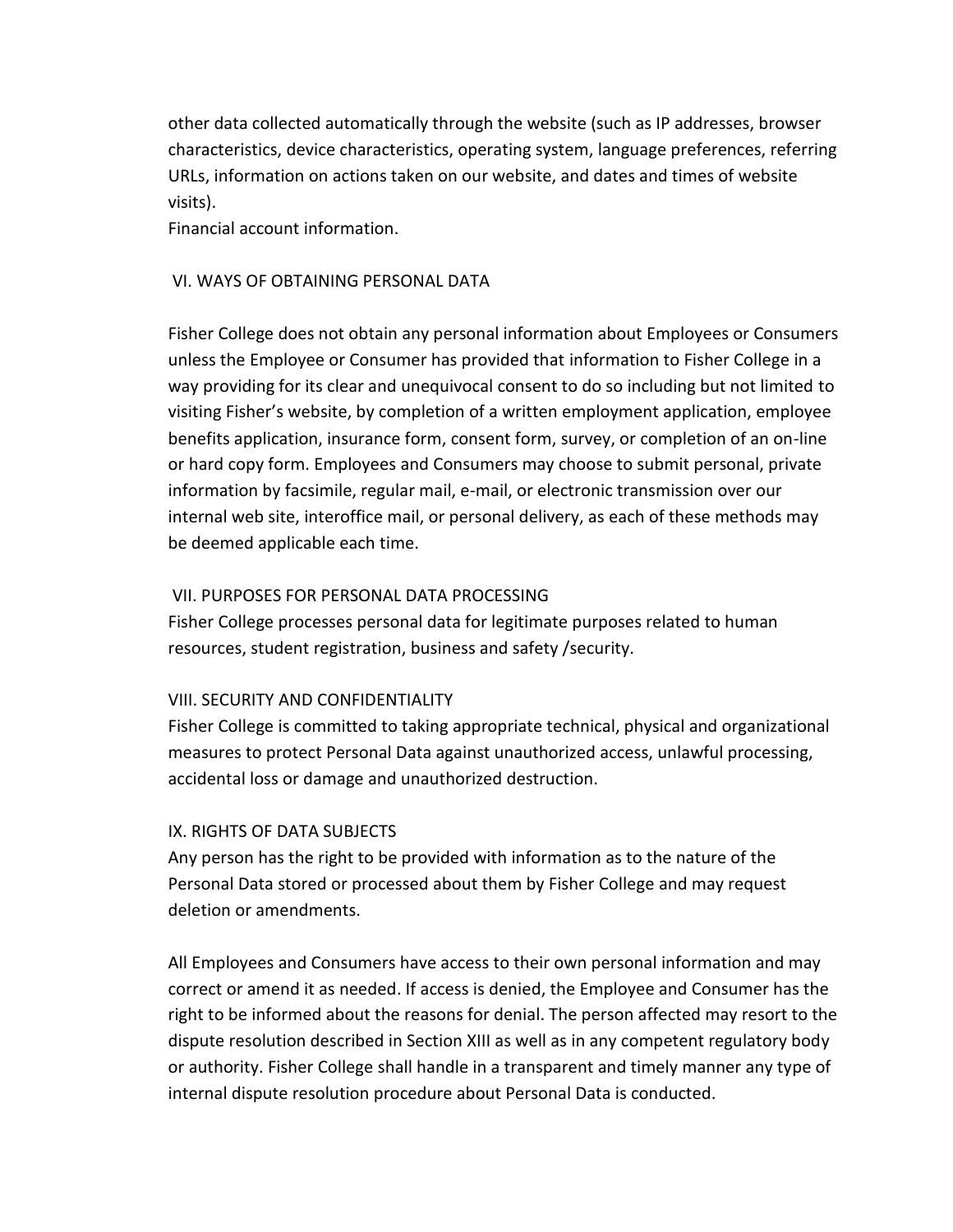other data collected automatically through the website (such as IP addresses, browser characteristics, device characteristics, operating system, language preferences, referring URLs, information on actions taken on our website, and dates and times of website visits).

Financial account information.

## VI. WAYS OF OBTAINING PERSONAL DATA

Fisher College does not obtain any personal information about Employees or Consumers unless the Employee or Consumer has provided that information to Fisher College in a way providing for its clear and unequivocal consent to do so including but not limited to visiting Fisher's website, by completion of a written employment application, employee benefits application, insurance form, consent form, survey, or completion of an on-line or hard copy form. Employees and Consumers may choose to submit personal, private information by facsimile, regular mail, e-mail, or electronic transmission over our internal web site, interoffice mail, or personal delivery, as each of these methods may be deemed applicable each time.

## VII. PURPOSES FOR PERSONAL DATA PROCESSING

Fisher College processes personal data for legitimate purposes related to human resources, student registration, business and safety /security.

## VIII. SECURITY AND CONFIDENTIALITY

Fisher College is committed to taking appropriate technical, physical and organizational measures to protect Personal Data against unauthorized access, unlawful processing, accidental loss or damage and unauthorized destruction.

## IX. RIGHTS OF DATA SUBJECTS

Any person has the right to be provided with information as to the nature of the Personal Data stored or processed about them by Fisher College and may request deletion or amendments.

All Employees and Consumers have access to their own personal information and may correct or amend it as needed. If access is denied, the Employee and Consumer has the right to be informed about the reasons for denial. The person affected may resort to the dispute resolution described in Section XIII as well as in any competent regulatory body or authority. Fisher College shall handle in a transparent and timely manner any type of internal dispute resolution procedure about Personal Data is conducted.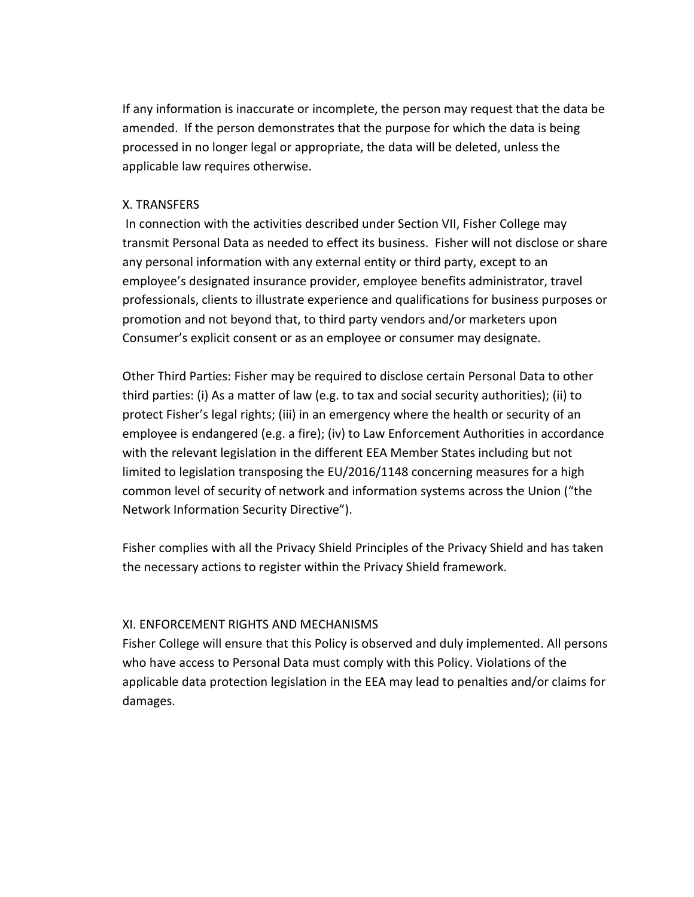If any information is inaccurate or incomplete, the person may request that the data be amended. If the person demonstrates that the purpose for which the data is being processed in no longer legal or appropriate, the data will be deleted, unless the applicable law requires otherwise.

## X. TRANSFERS

In connection with the activities described under Section VII, Fisher College may transmit Personal Data as needed to effect its business. Fisher will not disclose or share any personal information with any external entity or third party, except to an employee's designated insurance provider, employee benefits administrator, travel professionals, clients to illustrate experience and qualifications for business purposes or promotion and not beyond that, to third party vendors and/or marketers upon Consumer's explicit consent or as an employee or consumer may designate.

Other Third Parties: Fisher may be required to disclose certain Personal Data to other third parties: (i) As a matter of law (e.g. to tax and social security authorities); (ii) to protect Fisher's legal rights; (iii) in an emergency where the health or security of an employee is endangered (e.g. a fire); (iv) to Law Enforcement Authorities in accordance with the relevant legislation in the different EEA Member States including but not limited to legislation transposing the EU/2016/1148 concerning measures for a high common level of security of network and information systems across the Union ("the Network Information Security Directive").

Fisher complies with all the Privacy Shield Principles of the Privacy Shield and has taken the necessary actions to register within the Privacy Shield framework.

## XI. ENFORCEMENT RIGHTS AND MECHANISMS

Fisher College will ensure that this Policy is observed and duly implemented. All persons who have access to Personal Data must comply with this Policy. Violations of the applicable data protection legislation in the EEA may lead to penalties and/or claims for damages.